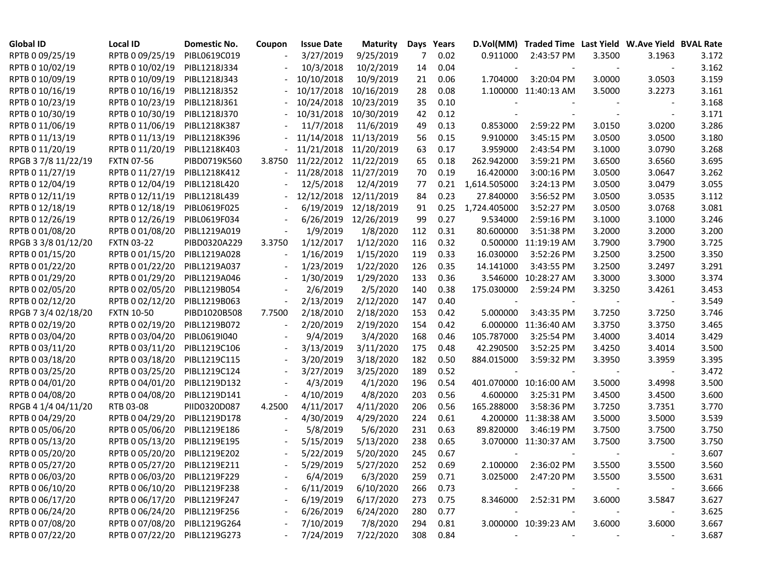| Global ID | Local ID | Domestic No. | Coupon | Issue Date | Maturity | Days | Years | D.Vol(MM) | Traded Time | Last Yield | W.Ave Yield | BVAL Rate |
|---|---|---|---|---|---|---|---|---|---|---|---|---|
| RPTB 0 09/25/19 | RPTB 0 09/25/19 | PIBL0619C019 | - | 3/27/2019 | 9/25/2019 | 7 | 0.02 | 0.911000 | 2:43:57 PM | 3.3500 | 3.1963 | 3.172 |
| RPTB 0 10/02/19 | RPTB 0 10/02/19 | PIBL1218J334 | - | 10/3/2018 | 10/2/2019 | 14 | 0.04 | - | - | - | - | 3.162 |
| RPTB 0 10/09/19 | RPTB 0 10/09/19 | PIBL1218J343 | - | 10/10/2018 | 10/9/2019 | 21 | 0.06 | 1.704000 | 3:20:04 PM | 3.0000 | 3.0503 | 3.159 |
| RPTB 0 10/16/19 | RPTB 0 10/16/19 | PIBL1218J352 | - | 10/17/2018 | 10/16/2019 | 28 | 0.08 | 1.100000 | 11:40:13 AM | 3.5000 | 3.2273 | 3.161 |
| RPTB 0 10/23/19 | RPTB 0 10/23/19 | PIBL1218J361 | - | 10/24/2018 | 10/23/2019 | 35 | 0.10 | - | - | - | - | 3.168 |
| RPTB 0 10/30/19 | RPTB 0 10/30/19 | PIBL1218J370 | - | 10/31/2018 | 10/30/2019 | 42 | 0.12 | - | - | - | - | 3.171 |
| RPTB 0 11/06/19 | RPTB 0 11/06/19 | PIBL1218K387 | - | 11/7/2018 | 11/6/2019 | 49 | 0.13 | 0.853000 | 2:59:22 PM | 3.0150 | 3.0200 | 3.286 |
| RPTB 0 11/13/19 | RPTB 0 11/13/19 | PIBL1218K396 | - | 11/14/2018 | 11/13/2019 | 56 | 0.15 | 9.910000 | 3:45:15 PM | 3.0500 | 3.0500 | 3.180 |
| RPTB 0 11/20/19 | RPTB 0 11/20/19 | PIBL1218K403 | - | 11/21/2018 | 11/20/2019 | 63 | 0.17 | 3.959000 | 2:43:54 PM | 3.1000 | 3.0790 | 3.268 |
| RPGB 3 7/8 11/22/19 | FXTN 07-56 | PIBD0719K560 | 3.8750 | 11/22/2012 | 11/22/2019 | 65 | 0.18 | 262.942000 | 3:59:21 PM | 3.6500 | 3.6560 | 3.695 |
| RPTB 0 11/27/19 | RPTB 0 11/27/19 | PIBL1218K412 | - | 11/28/2018 | 11/27/2019 | 70 | 0.19 | 16.420000 | 3:00:16 PM | 3.0500 | 3.0647 | 3.262 |
| RPTB 0 12/04/19 | RPTB 0 12/04/19 | PIBL1218L420 | - | 12/5/2018 | 12/4/2019 | 77 | 0.21 | 1,614.505000 | 3:24:13 PM | 3.0500 | 3.0479 | 3.055 |
| RPTB 0 12/11/19 | RPTB 0 12/11/19 | PIBL1218L439 | - | 12/12/2018 | 12/11/2019 | 84 | 0.23 | 27.840000 | 3:56:52 PM | 3.0500 | 3.0535 | 3.112 |
| RPTB 0 12/18/19 | RPTB 0 12/18/19 | PIBL0619F025 | - | 6/19/2019 | 12/18/2019 | 91 | 0.25 | 1,724.405000 | 3:52:27 PM | 3.0500 | 3.0768 | 3.081 |
| RPTB 0 12/26/19 | RPTB 0 12/26/19 | PIBL0619F034 | - | 6/26/2019 | 12/26/2019 | 99 | 0.27 | 9.534000 | 2:59:16 PM | 3.1000 | 3.1000 | 3.246 |
| RPTB 0 01/08/20 | RPTB 0 01/08/20 | PIBL1219A019 | - | 1/9/2019 | 1/8/2020 | 112 | 0.31 | 80.600000 | 3:51:38 PM | 3.2000 | 3.2000 | 3.200 |
| RPGB 3 3/8 01/12/20 | FXTN 03-22 | PIBD0320A229 | 3.3750 | 1/12/2017 | 1/12/2020 | 116 | 0.32 | 0.500000 | 11:19:19 AM | 3.7900 | 3.7900 | 3.725 |
| RPTB 0 01/15/20 | RPTB 0 01/15/20 | PIBL1219A028 | - | 1/16/2019 | 1/15/2020 | 119 | 0.33 | 16.030000 | 3:52:26 PM | 3.2500 | 3.2500 | 3.350 |
| RPTB 0 01/22/20 | RPTB 0 01/22/20 | PIBL1219A037 | - | 1/23/2019 | 1/22/2020 | 126 | 0.35 | 14.141000 | 3:43:55 PM | 3.2500 | 3.2497 | 3.291 |
| RPTB 0 01/29/20 | RPTB 0 01/29/20 | PIBL1219A046 | - | 1/30/2019 | 1/29/2020 | 133 | 0.36 | 3.546000 | 10:28:27 AM | 3.3000 | 3.3000 | 3.374 |
| RPTB 0 02/05/20 | RPTB 0 02/05/20 | PIBL1219B054 | - | 2/6/2019 | 2/5/2020 | 140 | 0.38 | 175.030000 | 2:59:24 PM | 3.3250 | 3.4261 | 3.453 |
| RPTB 0 02/12/20 | RPTB 0 02/12/20 | PIBL1219B063 | - | 2/13/2019 | 2/12/2020 | 147 | 0.40 | - | - | - | - | 3.549 |
| RPGB 7 3/4 02/18/20 | FXTN 10-50 | PIBD1020B508 | 7.7500 | 2/18/2010 | 2/18/2020 | 153 | 0.42 | 5.000000 | 3:43:35 PM | 3.7250 | 3.7250 | 3.746 |
| RPTB 0 02/19/20 | RPTB 0 02/19/20 | PIBL1219B072 | - | 2/20/2019 | 2/19/2020 | 154 | 0.42 | 6.000000 | 11:36:40 AM | 3.3750 | 3.3750 | 3.465 |
| RPTB 0 03/04/20 | RPTB 0 03/04/20 | PIBL0619I040 | - | 9/4/2019 | 3/4/2020 | 168 | 0.46 | 105.787000 | 3:25:54 PM | 3.4000 | 3.4014 | 3.429 |
| RPTB 0 03/11/20 | RPTB 0 03/11/20 | PIBL1219C106 | - | 3/13/2019 | 3/11/2020 | 175 | 0.48 | 42.290500 | 3:52:25 PM | 3.4250 | 3.4014 | 3.500 |
| RPTB 0 03/18/20 | RPTB 0 03/18/20 | PIBL1219C115 | - | 3/20/2019 | 3/18/2020 | 182 | 0.50 | 884.015000 | 3:59:32 PM | 3.3950 | 3.3959 | 3.395 |
| RPTB 0 03/25/20 | RPTB 0 03/25/20 | PIBL1219C124 | - | 3/27/2019 | 3/25/2020 | 189 | 0.52 | - | - | - | - | 3.472 |
| RPTB 0 04/01/20 | RPTB 0 04/01/20 | PIBL1219D132 | - | 4/3/2019 | 4/1/2020 | 196 | 0.54 | 401.070000 | 10:16:00 AM | 3.5000 | 3.4998 | 3.500 |
| RPTB 0 04/08/20 | RPTB 0 04/08/20 | PIBL1219D141 | - | 4/10/2019 | 4/8/2020 | 203 | 0.56 | 4.600000 | 3:25:31 PM | 3.4500 | 3.4500 | 3.600 |
| RPGB 4 1/4 04/11/20 | RTB 03-08 | PIID0320D087 | 4.2500 | 4/11/2017 | 4/11/2020 | 206 | 0.56 | 165.288000 | 3:58:36 PM | 3.7250 | 3.7351 | 3.770 |
| RPTB 0 04/29/20 | RPTB 0 04/29/20 | PIBL1219D178 | - | 4/30/2019 | 4/29/2020 | 224 | 0.61 | 4.200000 | 11:38:38 AM | 3.5000 | 3.5000 | 3.539 |
| RPTB 0 05/06/20 | RPTB 0 05/06/20 | PIBL1219E186 | - | 5/8/2019 | 5/6/2020 | 231 | 0.63 | 89.820000 | 3:46:19 PM | 3.7500 | 3.7500 | 3.750 |
| RPTB 0 05/13/20 | RPTB 0 05/13/20 | PIBL1219E195 | - | 5/15/2019 | 5/13/2020 | 238 | 0.65 | 3.070000 | 11:30:37 AM | 3.7500 | 3.7500 | 3.750 |
| RPTB 0 05/20/20 | RPTB 0 05/20/20 | PIBL1219E202 | - | 5/22/2019 | 5/20/2020 | 245 | 0.67 | - | - | - | - | 3.607 |
| RPTB 0 05/27/20 | RPTB 0 05/27/20 | PIBL1219E211 | - | 5/29/2019 | 5/27/2020 | 252 | 0.69 | 2.100000 | 2:36:02 PM | 3.5500 | 3.5500 | 3.560 |
| RPTB 0 06/03/20 | RPTB 0 06/03/20 | PIBL1219F229 | - | 6/4/2019 | 6/3/2020 | 259 | 0.71 | 3.025000 | 2:47:20 PM | 3.5500 | 3.5500 | 3.631 |
| RPTB 0 06/10/20 | RPTB 0 06/10/20 | PIBL1219F238 | - | 6/11/2019 | 6/10/2020 | 266 | 0.73 | - | - | - | - | 3.666 |
| RPTB 0 06/17/20 | RPTB 0 06/17/20 | PIBL1219F247 | - | 6/19/2019 | 6/17/2020 | 273 | 0.75 | 8.346000 | 2:52:31 PM | 3.6000 | 3.5847 | 3.627 |
| RPTB 0 06/24/20 | RPTB 0 06/24/20 | PIBL1219F256 | - | 6/26/2019 | 6/24/2020 | 280 | 0.77 | - | - | - | - | 3.625 |
| RPTB 0 07/08/20 | RPTB 0 07/08/20 | PIBL1219G264 | - | 7/10/2019 | 7/8/2020 | 294 | 0.81 | 3.000000 | 10:39:23 AM | 3.6000 | 3.6000 | 3.667 |
| RPTB 0 07/22/20 | RPTB 0 07/22/20 | PIBL1219G273 | - | 7/24/2019 | 7/22/2020 | 308 | 0.84 | - | - | - | - | 3.687 |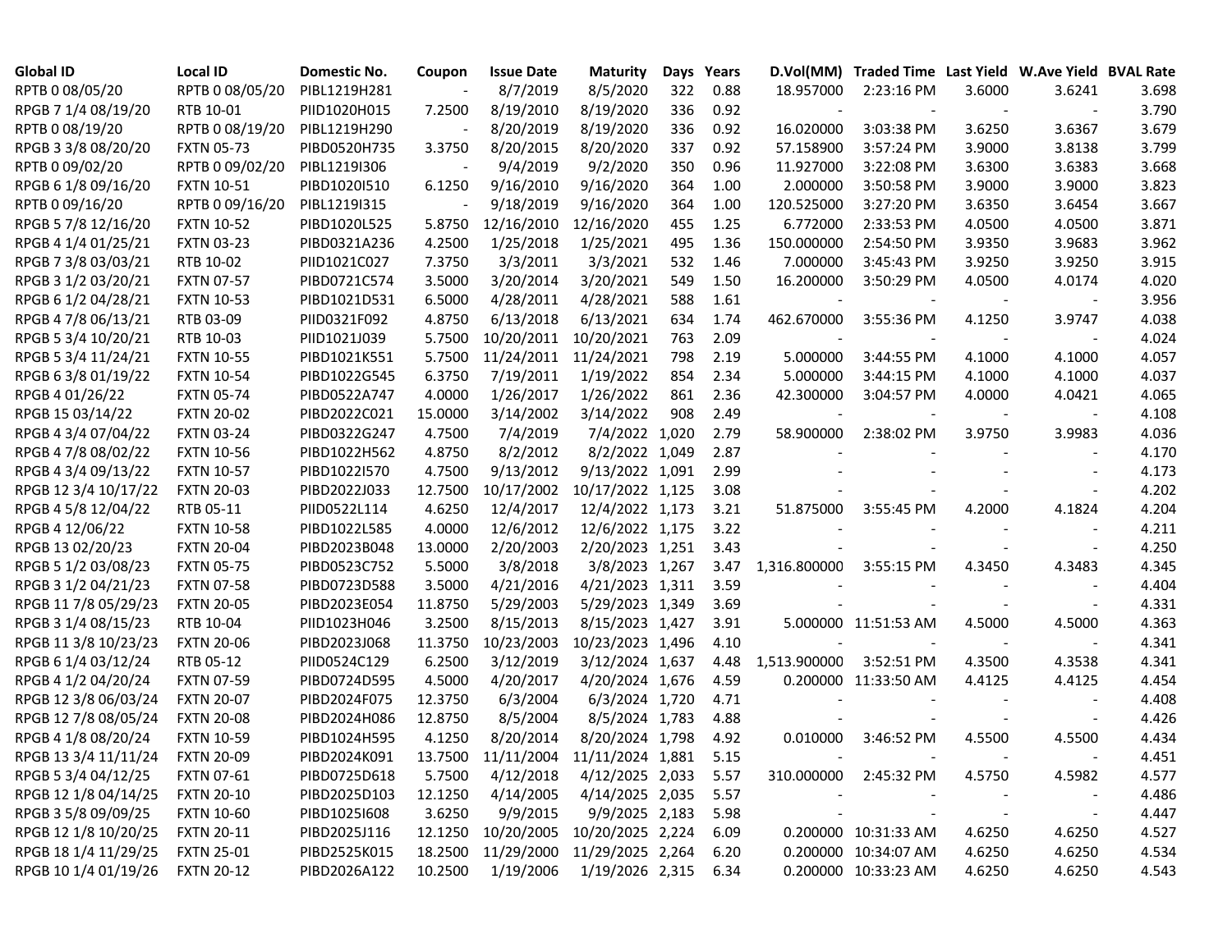| Global ID | Local ID | Domestic No. | Coupon | Issue Date | Maturity | Days | Years | D.Vol(MM) | Traded Time | Last Yield | W.Ave Yield | BVAL Rate |
|---|---|---|---|---|---|---|---|---|---|---|---|---|
| RPTB 0 08/05/20 | RPTB 0 08/05/20 | PIBL1219H281 | - | 8/7/2019 | 8/5/2020 | 322 | 0.88 | 18.957000 | 2:23:16 PM | 3.6000 | 3.6241 | 3.698 |
| RPGB 7 1/4 08/19/20 | RTB 10-01 | PIID1020H015 | 7.2500 | 8/19/2010 | 8/19/2020 | 336 | 0.92 | - | - | - | - | 3.790 |
| RPTB 0 08/19/20 | RPTB 0 08/19/20 | PIBL1219H290 | - | 8/20/2019 | 8/19/2020 | 336 | 0.92 | 16.020000 | 3:03:38 PM | 3.6250 | 3.6367 | 3.679 |
| RPGB 3 3/8 08/20/20 | FXTN 05-73 | PIBD0520H735 | 3.3750 | 8/20/2015 | 8/20/2020 | 337 | 0.92 | 57.158900 | 3:57:24 PM | 3.9000 | 3.8138 | 3.799 |
| RPTB 0 09/02/20 | RPTB 0 09/02/20 | PIBL1219I306 | - | 9/4/2019 | 9/2/2020 | 350 | 0.96 | 11.927000 | 3:22:08 PM | 3.6300 | 3.6383 | 3.668 |
| RPGB 6 1/8 09/16/20 | FXTN 10-51 | PIBD1020I510 | 6.1250 | 9/16/2010 | 9/16/2020 | 364 | 1.00 | 2.000000 | 3:50:58 PM | 3.9000 | 3.9000 | 3.823 |
| RPTB 0 09/16/20 | RPTB 0 09/16/20 | PIBL1219I315 | - | 9/18/2019 | 9/16/2020 | 364 | 1.00 | 120.525000 | 3:27:20 PM | 3.6350 | 3.6454 | 3.667 |
| RPGB 5 7/8 12/16/20 | FXTN 10-52 | PIBD1020L525 | 5.8750 | 12/16/2010 | 12/16/2020 | 455 | 1.25 | 6.772000 | 2:33:53 PM | 4.0500 | 4.0500 | 3.871 |
| RPGB 4 1/4 01/25/21 | FXTN 03-23 | PIBD0321A236 | 4.2500 | 1/25/2018 | 1/25/2021 | 495 | 1.36 | 150.000000 | 2:54:50 PM | 3.9350 | 3.9683 | 3.962 |
| RPGB 7 3/8 03/03/21 | RTB 10-02 | PIID1021C027 | 7.3750 | 3/3/2011 | 3/3/2021 | 532 | 1.46 | 7.000000 | 3:45:43 PM | 3.9250 | 3.9250 | 3.915 |
| RPGB 3 1/2 03/20/21 | FXTN 07-57 | PIBD0721C574 | 3.5000 | 3/20/2014 | 3/20/2021 | 549 | 1.50 | 16.200000 | 3:50:29 PM | 4.0500 | 4.0174 | 4.020 |
| RPGB 6 1/2 04/28/21 | FXTN 10-53 | PIBD1021D531 | 6.5000 | 4/28/2011 | 4/28/2021 | 588 | 1.61 | - | - | - | - | 3.956 |
| RPGB 4 7/8 06/13/21 | RTB 03-09 | PIID0321F092 | 4.8750 | 6/13/2018 | 6/13/2021 | 634 | 1.74 | 462.670000 | 3:55:36 PM | 4.1250 | 3.9747 | 4.038 |
| RPGB 5 3/4 10/20/21 | RTB 10-03 | PIID1021J039 | 5.7500 | 10/20/2011 | 10/20/2021 | 763 | 2.09 | - | - | - | - | 4.024 |
| RPGB 5 3/4 11/24/21 | FXTN 10-55 | PIBD1021K551 | 5.7500 | 11/24/2011 | 11/24/2021 | 798 | 2.19 | 5.000000 | 3:44:55 PM | 4.1000 | 4.1000 | 4.057 |
| RPGB 6 3/8 01/19/22 | FXTN 10-54 | PIBD1022G545 | 6.3750 | 7/19/2011 | 1/19/2022 | 854 | 2.34 | 5.000000 | 3:44:15 PM | 4.1000 | 4.1000 | 4.037 |
| RPGB 4 01/26/22 | FXTN 05-74 | PIBD0522A747 | 4.0000 | 1/26/2017 | 1/26/2022 | 861 | 2.36 | 42.300000 | 3:04:57 PM | 4.0000 | 4.0421 | 4.065 |
| RPGB 15 03/14/22 | FXTN 20-02 | PIBD2022C021 | 15.0000 | 3/14/2002 | 3/14/2022 | 908 | 2.49 | - | - | - | - | 4.108 |
| RPGB 4 3/4 07/04/22 | FXTN 03-24 | PIBD0322G247 | 4.7500 | 7/4/2019 | 7/4/2022 | 1,020 | 2.79 | 58.900000 | 2:38:02 PM | 3.9750 | 3.9983 | 4.036 |
| RPGB 4 7/8 08/02/22 | FXTN 10-56 | PIBD1022H562 | 4.8750 | 8/2/2012 | 8/2/2022 | 1,049 | 2.87 | - | - | - | - | 4.170 |
| RPGB 4 3/4 09/13/22 | FXTN 10-57 | PIBD1022I570 | 4.7500 | 9/13/2012 | 9/13/2022 | 1,091 | 2.99 | - | - | - | - | 4.173 |
| RPGB 12 3/4 10/17/22 | FXTN 20-03 | PIBD2022J033 | 12.7500 | 10/17/2002 | 10/17/2022 | 1,125 | 3.08 | - | - | - | - | 4.202 |
| RPGB 4 5/8 12/04/22 | RTB 05-11 | PIID0522L114 | 4.6250 | 12/4/2017 | 12/4/2022 | 1,173 | 3.21 | 51.875000 | 3:55:45 PM | 4.2000 | 4.1824 | 4.204 |
| RPGB 4 12/06/22 | FXTN 10-58 | PIBD1022L585 | 4.0000 | 12/6/2012 | 12/6/2022 | 1,175 | 3.22 | - | - | - | - | 4.211 |
| RPGB 13 02/20/23 | FXTN 20-04 | PIBD2023B048 | 13.0000 | 2/20/2003 | 2/20/2023 | 1,251 | 3.43 | - | - | - | - | 4.250 |
| RPGB 5 1/2 03/08/23 | FXTN 05-75 | PIBD0523C752 | 5.5000 | 3/8/2018 | 3/8/2023 | 1,267 | 3.47 | 1,316.800000 | 3:55:15 PM | 4.3450 | 4.3483 | 4.345 |
| RPGB 3 1/2 04/21/23 | FXTN 07-58 | PIBD0723D588 | 3.5000 | 4/21/2016 | 4/21/2023 | 1,311 | 3.59 | - | - | - | - | 4.404 |
| RPGB 11 7/8 05/29/23 | FXTN 20-05 | PIBD2023E054 | 11.8750 | 5/29/2003 | 5/29/2023 | 1,349 | 3.69 | - | - | - | - | 4.331 |
| RPGB 3 1/4 08/15/23 | RTB 10-04 | PIID1023H046 | 3.2500 | 8/15/2013 | 8/15/2023 | 1,427 | 3.91 | 5.000000 | 11:51:53 AM | 4.5000 | 4.5000 | 4.363 |
| RPGB 11 3/8 10/23/23 | FXTN 20-06 | PIBD2023J068 | 11.3750 | 10/23/2003 | 10/23/2023 | 1,496 | 4.10 | - | - | - | - | 4.341 |
| RPGB 6 1/4 03/12/24 | RTB 05-12 | PIID0524C129 | 6.2500 | 3/12/2019 | 3/12/2024 | 1,637 | 4.48 | 1,513.900000 | 3:52:51 PM | 4.3500 | 4.3538 | 4.341 |
| RPGB 4 1/2 04/20/24 | FXTN 07-59 | PIBD0724D595 | 4.5000 | 4/20/2017 | 4/20/2024 | 1,676 | 4.59 | 0.200000 | 11:33:50 AM | 4.4125 | 4.4125 | 4.454 |
| RPGB 12 3/8 06/03/24 | FXTN 20-07 | PIBD2024F075 | 12.3750 | 6/3/2004 | 6/3/2024 | 1,720 | 4.71 | - | - | - | - | 4.408 |
| RPGB 12 7/8 08/05/24 | FXTN 20-08 | PIBD2024H086 | 12.8750 | 8/5/2004 | 8/5/2024 | 1,783 | 4.88 | - | - | - | - | 4.426 |
| RPGB 4 1/8 08/20/24 | FXTN 10-59 | PIBD1024H595 | 4.1250 | 8/20/2014 | 8/20/2024 | 1,798 | 4.92 | 0.010000 | 3:46:52 PM | 4.5500 | 4.5500 | 4.434 |
| RPGB 13 3/4 11/11/24 | FXTN 20-09 | PIBD2024K091 | 13.7500 | 11/11/2004 | 11/11/2024 | 1,881 | 5.15 | - | - | - | - | 4.451 |
| RPGB 5 3/4 04/12/25 | FXTN 07-61 | PIBD0725D618 | 5.7500 | 4/12/2018 | 4/12/2025 | 2,033 | 5.57 | 310.000000 | 2:45:32 PM | 4.5750 | 4.5982 | 4.577 |
| RPGB 12 1/8 04/14/25 | FXTN 20-10 | PIBD2025D103 | 12.1250 | 4/14/2005 | 4/14/2025 | 2,035 | 5.57 | - | - | - | - | 4.486 |
| RPGB 3 5/8 09/09/25 | FXTN 10-60 | PIBD1025I608 | 3.6250 | 9/9/2015 | 9/9/2025 | 2,183 | 5.98 | - | - | - | - | 4.447 |
| RPGB 12 1/8 10/20/25 | FXTN 20-11 | PIBD2025J116 | 12.1250 | 10/20/2005 | 10/20/2025 | 2,224 | 6.09 | 0.200000 | 10:31:33 AM | 4.6250 | 4.6250 | 4.527 |
| RPGB 18 1/4 11/29/25 | FXTN 25-01 | PIBD2525K015 | 18.2500 | 11/29/2000 | 11/29/2025 | 2,264 | 6.20 | 0.200000 | 10:34:07 AM | 4.6250 | 4.6250 | 4.534 |
| RPGB 10 1/4 01/19/26 | FXTN 20-12 | PIBD2026A122 | 10.2500 | 1/19/2006 | 1/19/2026 | 2,315 | 6.34 | 0.200000 | 10:33:23 AM | 4.6250 | 4.6250 | 4.543 |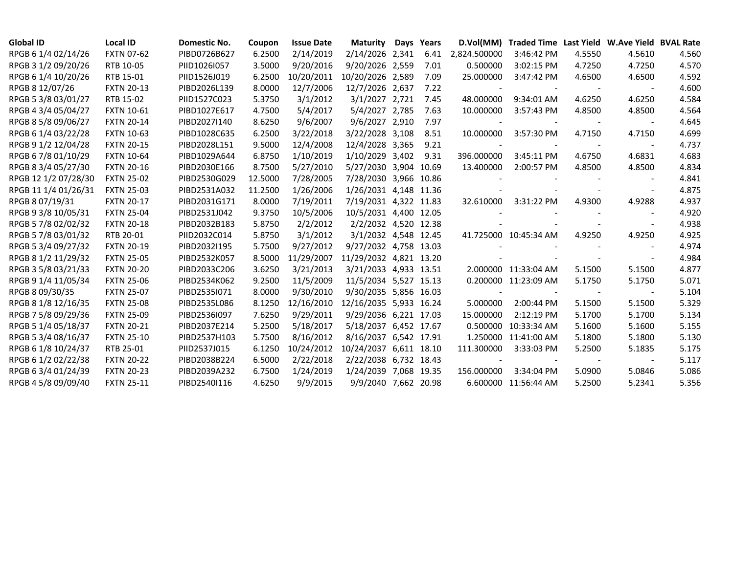| Global ID | Local ID | Domestic No. | Coupon | Issue Date | Maturity | Days | Years | D.Vol(MM) | Traded Time | Last Yield | W.Ave Yield | BVAL Rate |
|---|---|---|---|---|---|---|---|---|---|---|---|---|
| RPGB 6 1/4 02/14/26 | FXTN 07-62 | PIBD0726B627 | 6.2500 | 2/14/2019 | 2/14/2026 | 2,341 | 6.41 | 2,824.500000 | 3:46:42 PM | 4.5550 | 4.5610 | 4.560 |
| RPGB 3 1/2 09/20/26 | RTB 10-05 | PIID1026I057 | 3.5000 | 9/20/2016 | 9/20/2026 | 2,559 | 7.01 | 0.500000 | 3:02:15 PM | 4.7250 | 4.7250 | 4.570 |
| RPGB 6 1/4 10/20/26 | RTB 15-01 | PIID1526J019 | 6.2500 | 10/20/2011 | 10/20/2026 | 2,589 | 7.09 | 25.000000 | 3:47:42 PM | 4.6500 | 4.6500 | 4.592 |
| RPGB 8 12/07/26 | FXTN 20-13 | PIBD2026L139 | 8.0000 | 12/7/2006 | 12/7/2026 | 2,637 | 7.22 | - | - | - | - | 4.600 |
| RPGB 5 3/8 03/01/27 | RTB 15-02 | PIID1527C023 | 5.3750 | 3/1/2012 | 3/1/2027 | 2,721 | 7.45 | 48.000000 | 9:34:01 AM | 4.6250 | 4.6250 | 4.584 |
| RPGB 4 3/4 05/04/27 | FXTN 10-61 | PIBD1027E617 | 4.7500 | 5/4/2017 | 5/4/2027 | 2,785 | 7.63 | 10.000000 | 3:57:43 PM | 4.8500 | 4.8500 | 4.564 |
| RPGB 8 5/8 09/06/27 | FXTN 20-14 | PIBD2027I140 | 8.6250 | 9/6/2007 | 9/6/2027 | 2,910 | 7.97 | - | - | - | - | 4.645 |
| RPGB 6 1/4 03/22/28 | FXTN 10-63 | PIBD1028C635 | 6.2500 | 3/22/2018 | 3/22/2028 | 3,108 | 8.51 | 10.000000 | 3:57:30 PM | 4.7150 | 4.7150 | 4.699 |
| RPGB 9 1/2 12/04/28 | FXTN 20-15 | PIBD2028L151 | 9.5000 | 12/4/2008 | 12/4/2028 | 3,365 | 9.21 | - | - | - | - | 4.737 |
| RPGB 6 7/8 01/10/29 | FXTN 10-64 | PIBD1029A644 | 6.8750 | 1/10/2019 | 1/10/2029 | 3,402 | 9.31 | 396.000000 | 3:45:11 PM | 4.6750 | 4.6831 | 4.683 |
| RPGB 8 3/4 05/27/30 | FXTN 20-16 | PIBD2030E166 | 8.7500 | 5/27/2010 | 5/27/2030 | 3,904 | 10.69 | 13.400000 | 2:00:57 PM | 4.8500 | 4.8500 | 4.834 |
| RPGB 12 1/2 07/28/30 | FXTN 25-02 | PIBD2530G029 | 12.5000 | 7/28/2005 | 7/28/2030 | 3,966 | 10.86 | - | - | - | - | 4.841 |
| RPGB 11 1/4 01/26/31 | FXTN 25-03 | PIBD2531A032 | 11.2500 | 1/26/2006 | 1/26/2031 | 4,148 | 11.36 | - | - | - | - | 4.875 |
| RPGB 8 07/19/31 | FXTN 20-17 | PIBD2031G171 | 8.0000 | 7/19/2011 | 7/19/2031 | 4,322 | 11.83 | 32.610000 | 3:31:22 PM | 4.9300 | 4.9288 | 4.937 |
| RPGB 9 3/8 10/05/31 | FXTN 25-04 | PIBD2531J042 | 9.3750 | 10/5/2006 | 10/5/2031 | 4,400 | 12.05 | - | - | - | - | 4.920 |
| RPGB 5 7/8 02/02/32 | FXTN 20-18 | PIBD2032B183 | 5.8750 | 2/2/2012 | 2/2/2032 | 4,520 | 12.38 | - | - | - | - | 4.938 |
| RPGB 5 7/8 03/01/32 | RTB 20-01 | PIID2032C014 | 5.8750 | 3/1/2012 | 3/1/2032 | 4,548 | 12.45 | 41.725000 | 10:45:34 AM | 4.9250 | 4.9250 | 4.925 |
| RPGB 5 3/4 09/27/32 | FXTN 20-19 | PIBD2032I195 | 5.7500 | 9/27/2012 | 9/27/2032 | 4,758 | 13.03 | - | - | - | - | 4.974 |
| RPGB 8 1/2 11/29/32 | FXTN 25-05 | PIBD2532K057 | 8.5000 | 11/29/2007 | 11/29/2032 | 4,821 | 13.20 | - | - | - | - | 4.984 |
| RPGB 3 5/8 03/21/33 | FXTN 20-20 | PIBD2033C206 | 3.6250 | 3/21/2013 | 3/21/2033 | 4,933 | 13.51 | 2.000000 | 11:33:04 AM | 5.1500 | 5.1500 | 4.877 |
| RPGB 9 1/4 11/05/34 | FXTN 25-06 | PIBD2534K062 | 9.2500 | 11/5/2009 | 11/5/2034 | 5,527 | 15.13 | 0.200000 | 11:23:09 AM | 5.1750 | 5.1750 | 5.071 |
| RPGB 8 09/30/35 | FXTN 25-07 | PIBD2535I071 | 8.0000 | 9/30/2010 | 9/30/2035 | 5,856 | 16.03 | - | - | - | - | 5.104 |
| RPGB 8 1/8 12/16/35 | FXTN 25-08 | PIBD2535L086 | 8.1250 | 12/16/2010 | 12/16/2035 | 5,933 | 16.24 | 5.000000 | 2:00:44 PM | 5.1500 | 5.1500 | 5.329 |
| RPGB 7 5/8 09/29/36 | FXTN 25-09 | PIBD2536I097 | 7.6250 | 9/29/2011 | 9/29/2036 | 6,221 | 17.03 | 15.000000 | 2:12:19 PM | 5.1700 | 5.1700 | 5.134 |
| RPGB 5 1/4 05/18/37 | FXTN 20-21 | PIBD2037E214 | 5.2500 | 5/18/2017 | 5/18/2037 | 6,452 | 17.67 | 0.500000 | 10:33:34 AM | 5.1600 | 5.1600 | 5.155 |
| RPGB 5 3/4 08/16/37 | FXTN 25-10 | PIBD2537H103 | 5.7500 | 8/16/2012 | 8/16/2037 | 6,542 | 17.91 | 1.250000 | 11:41:00 AM | 5.1800 | 5.1800 | 5.130 |
| RPGB 6 1/8 10/24/37 | RTB 25-01 | PIID2537J015 | 6.1250 | 10/24/2012 | 10/24/2037 | 6,611 | 18.10 | 111.300000 | 3:33:03 PM | 5.2500 | 5.1835 | 5.175 |
| RPGB 6 1/2 02/22/38 | FXTN 20-22 | PIBD2038B224 | 6.5000 | 2/22/2018 | 2/22/2038 | 6,732 | 18.43 | - | - | - | - | 5.117 |
| RPGB 6 3/4 01/24/39 | FXTN 20-23 | PIBD2039A232 | 6.7500 | 1/24/2019 | 1/24/2039 | 7,068 | 19.35 | 156.000000 | 3:34:04 PM | 5.0900 | 5.0846 | 5.086 |
| RPGB 4 5/8 09/09/40 | FXTN 25-11 | PIBD2540I116 | 4.6250 | 9/9/2015 | 9/9/2040 | 7,662 | 20.98 | 6.600000 | 11:56:44 AM | 5.2500 | 5.2341 | 5.356 |